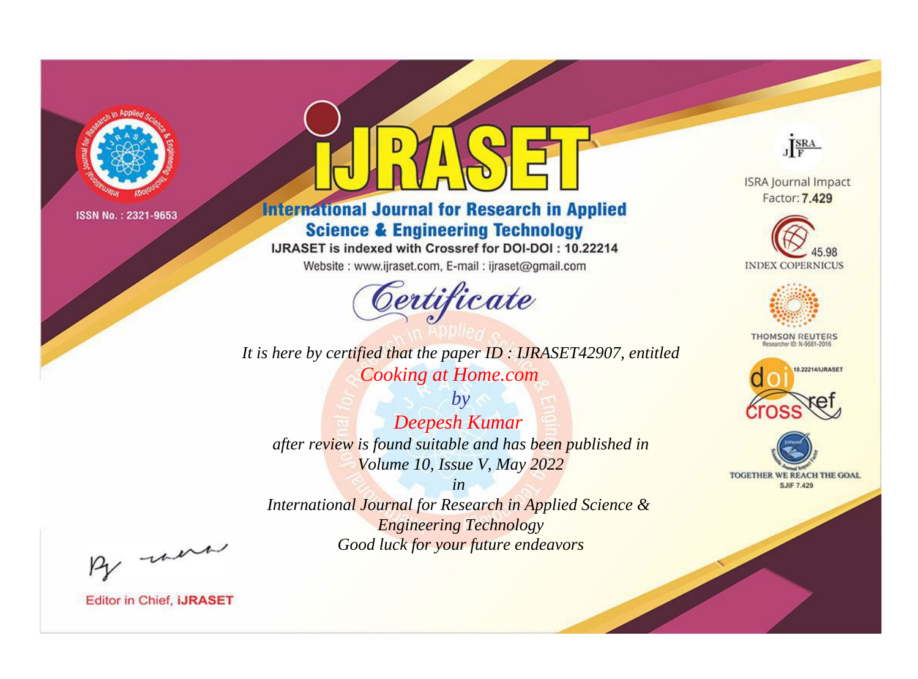ISSN No. : 2321-9653

# iJRASET

## International Journal for Research in Applied Science & Engineering Technology

IJRASET is indexed with Crossref for DOI-DOI : 10.22214

Website : www.ijraset.com, E-mail : ijraset@gmail.com

ISRA Journal Impact Factor: **7.429**

45.98 INDEX COPERNICUS

THOMSON REUTERS
Researcher ID: N-9681-2016

10.22214/IJRASET

TOGETHER WE REACH THE GOAL
SJIF 7.429

## Certificate

*It is here by certified that the paper ID : IJRASET42907, entitled*

*Cooking at Home.com*

*by*

*Deepesh Kumar*

*after review is found suitable and has been published in*

*Volume 10, Issue V, May 2022*

*in*

*International Journal for Research in Applied Science & Engineering Technology*

*Good luck for your future endeavors*

Editor in Chief, **iJRASET**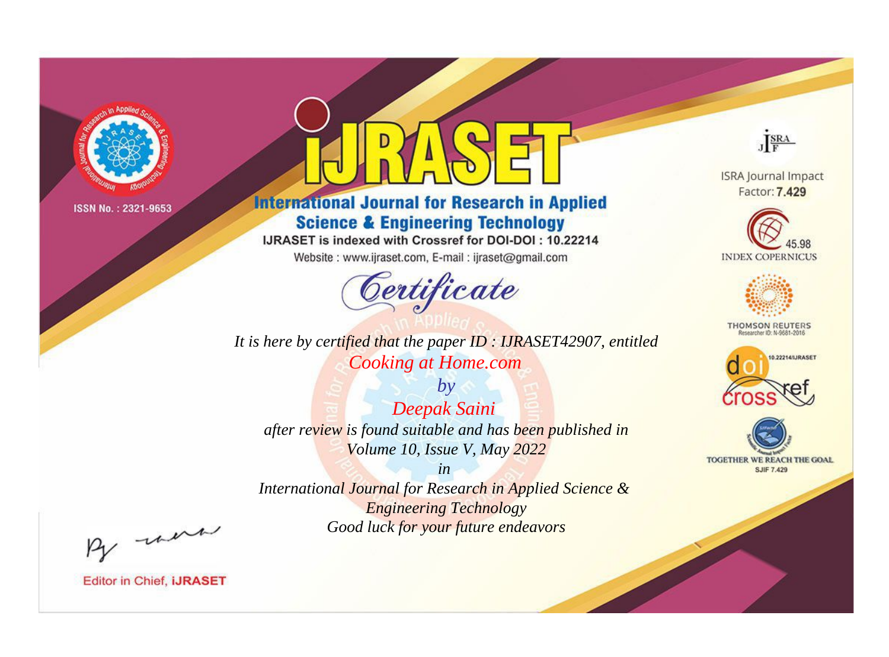ISSN No. : 2321-9653

# iJRASET

## International Journal for Research in Applied Science & Engineering Technology

IJRASET is indexed with Crossref for DOI-DOI : 10.22214

Website : www.ijraset.com, E-mail : ijraset@gmail.com

ISRA Journal Impact Factor: **7.429**

45.98 INDEX COPERNICUS

THOMSON REUTERS Researcher ID: N-9681-2016

10.22214/IJRASET

TOGETHER WE REACH THE GOAL SJIF 7.429

# *Certificate*

*It is here by certified that the paper ID : IJRASET42907, entitled*

*Cooking at Home.com*

*by*

*Deepak Saini*

*after review is found suitable and has been published in*

*Volume 10, Issue V, May 2022*

*in*

*International Journal for Research in Applied Science & Engineering Technology*

*Good luck for your future endeavors*

Editor in Chief, **iJRASET**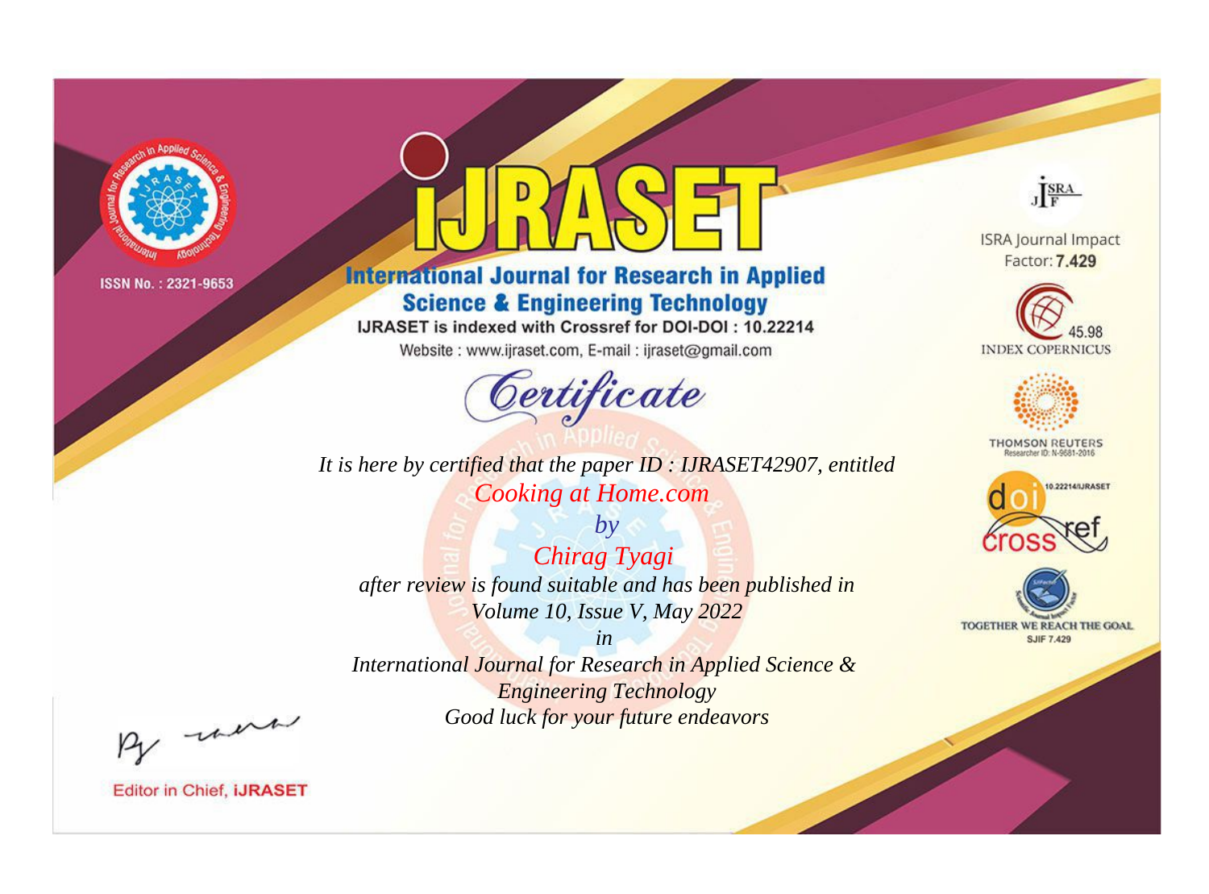ISSN No. : 2321-9653

# iJRASET

## International Journal for Research in Applied Science & Engineering Technology

IJRASET is indexed with Crossref for DOI-DOI : 10.22214

Website : www.ijraset.com, E-mail : ijraset@gmail.com

ISRA Journal Impact Factor: **7.429**

45.98 INDEX COPERNICUS

THOMSON REUTERS Researcher ID: N-9681-2016

10.22214/IJRASET

TOGETHER WE REACH THE GOAL SJIF 7.429

# Certificate

*It is here by certified that the paper ID : IJRASET42907, entitled*

*Cooking at Home.com*

*by*

*Chirag Tyagi*

*after review is found suitable and has been published in*

*Volume 10, Issue V, May 2022*

*in*

*International Journal for Research in Applied Science & Engineering Technology*

*Good luck for your future endeavors*

Editor in Chief, iJRASET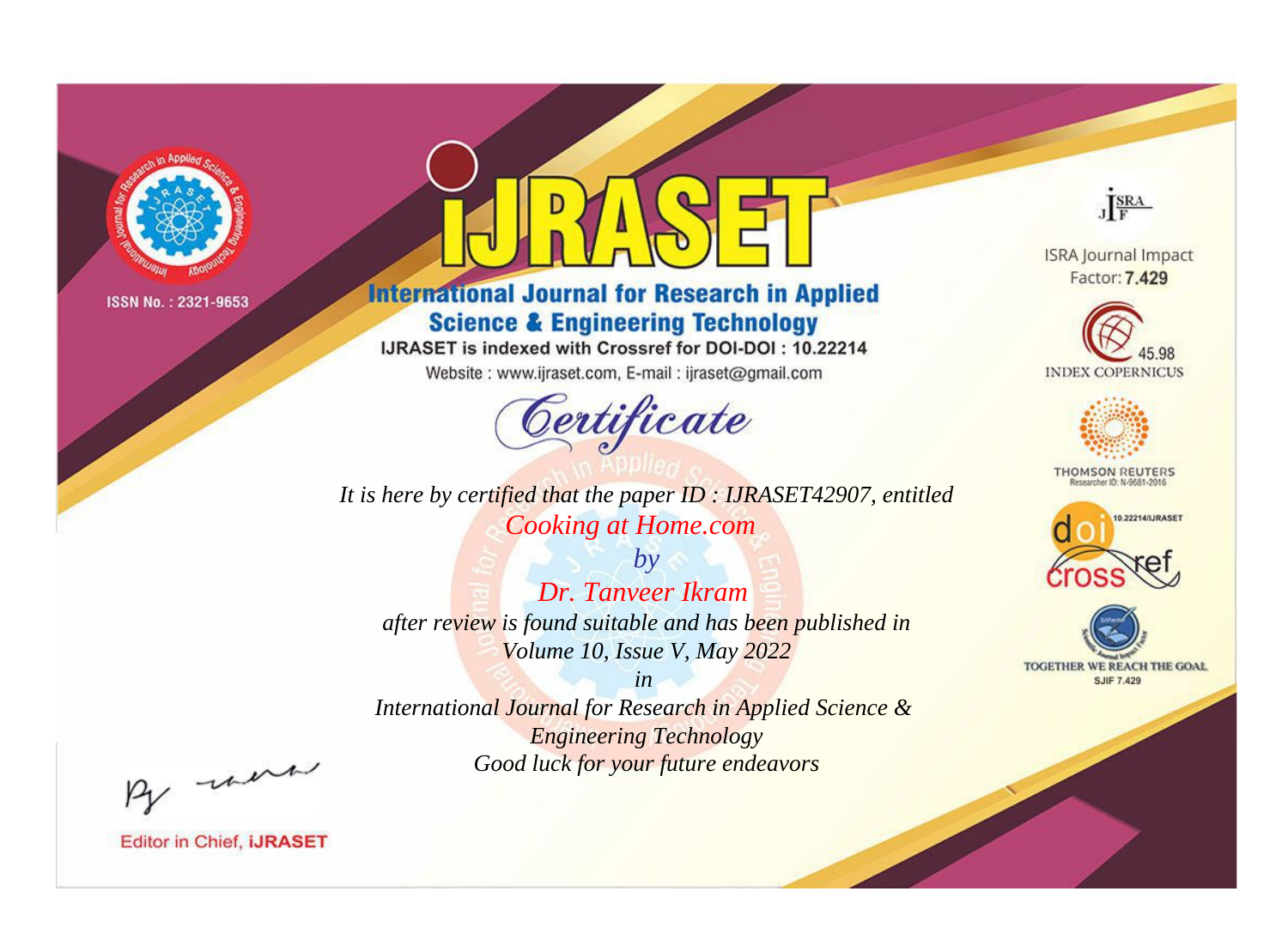ISSN No. : 2321-9653

# iJRASET

## International Journal for Research in Applied Science & Engineering Technology

IJRASET is indexed with Crossref for DOI-DOI : 10.22214

Website : www.ijraset.com, E-mail : ijraset@gmail.com

ISRA Journal Impact Factor: **7.429**

45.98 INDEX COPERNICUS

THOMSON REUTERS Researcher ID: N-9681-2016

10.22214/IJRASET

TOGETHER WE REACH THE GOAL SJIF 7.429

# Certificate

*It is here by certified that the paper ID : IJRASET42907, entitled*

*Cooking at Home.com*

*by*

*Dr. Tanveer Ikram*

*after review is found suitable and has been published in*

*Volume 10, Issue V, May 2022*

*in*

*International Journal for Research in Applied Science & Engineering Technology*

*Good luck for your future endeavors*

Editor in Chief, **iJRASET**